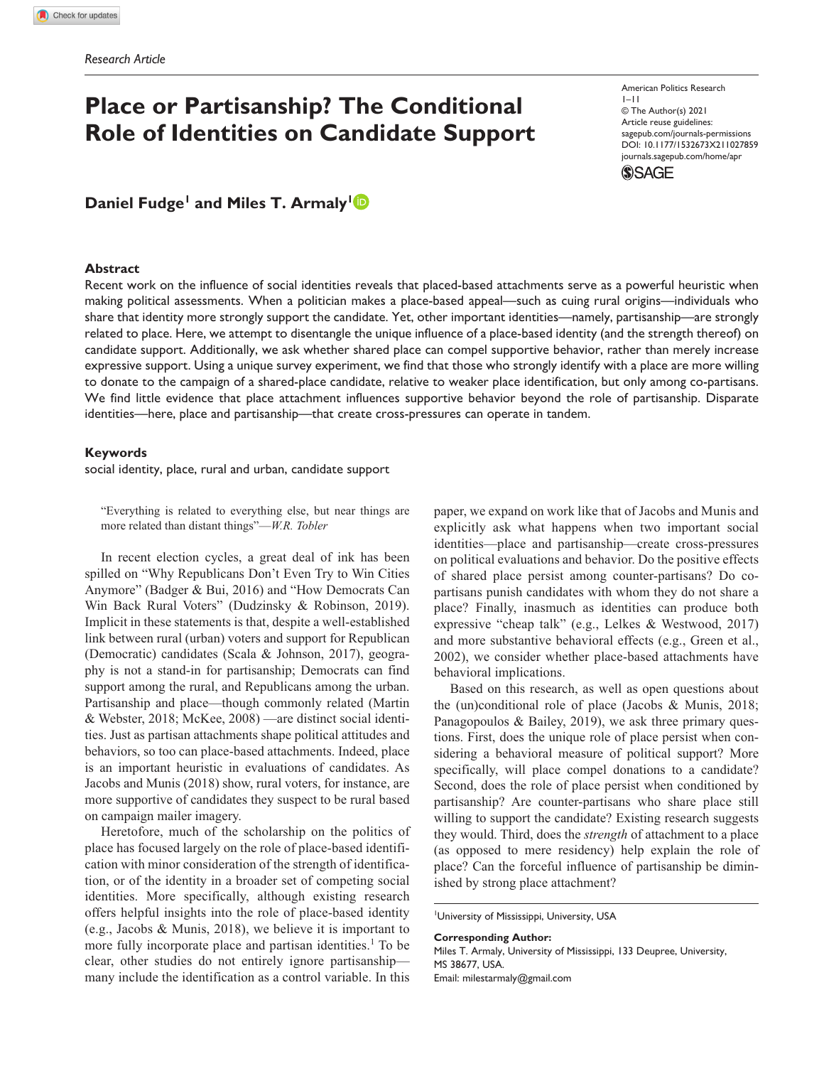Research Article

# Place or Partisanship? The Conditional Role of Identities on Candidate Support

American Politics Research
© The Author(s) 2021
Article reuse guidelines: sagepub.com/journals-permissions
DOI: 10.1177/1532673X211027859
journals.sagepub.com/home/apr

**Daniel Fudge[1] and Miles T. Armaly[1]**

## Abstract

Recent work on the influence of social identities reveals that placed-based attachments serve as a powerful heuristic when making political assessments. When a politician makes a place-based appeal—such as cuing rural origins—individuals who share that identity more strongly support the candidate. Yet, other important identities—namely, partisanship—are strongly related to place. Here, we attempt to disentangle the unique influence of a place-based identity (and the strength thereof) on candidate support. Additionally, we ask whether shared place can compel supportive behavior, rather than merely increase expressive support. Using a unique survey experiment, we find that those who strongly identify with a place are more willing to donate to the campaign of a shared-place candidate, relative to weaker place identification, but only among co-partisans. We find little evidence that place attachment influences supportive behavior beyond the role of partisanship. Disparate identities—here, place and partisanship—that create cross-pressures can operate in tandem.

### Keywords

social identity, place, rural and urban, candidate support

> "Everything is related to everything else, but near things are more related than distant things"—*W.R. Tobler*

In recent election cycles, a great deal of ink has been spilled on "Why Republicans Don't Even Try to Win Cities Anymore" (Badger & Bui, 2016) and "How Democrats Can Win Back Rural Voters" (Dudzinsky & Robinson, 2019). Implicit in these statements is that, despite a well-established link between rural (urban) voters and support for Republican (Democratic) candidates (Scala & Johnson, 2017), geography is not a stand-in for partisanship; Democrats can find support among the rural, and Republicans among the urban. Partisanship and place—though commonly related (Martin & Webster, 2018; McKee, 2008) —are distinct social identities. Just as partisan attachments shape political attitudes and behaviors, so too can place-based attachments. Indeed, place is an important heuristic in evaluations of candidates. As Jacobs and Munis (2018) show, rural voters, for instance, are more supportive of candidates they suspect to be rural based on campaign mailer imagery.

Heretofore, much of the scholarship on the politics of place has focused largely on the role of place-based identification with minor consideration of the strength of identification, or of the identity in a broader set of competing social identities. More specifically, although existing research offers helpful insights into the role of place-based identity (e.g., Jacobs & Munis, 2018), we believe it is important to more fully incorporate place and partisan identities.[1] To be clear, other studies do not entirely ignore partisanship—many include the identification as a control variable. In this paper, we expand on work like that of Jacobs and Munis and explicitly ask what happens when two important social identities—place and partisanship—create cross-pressures on political evaluations and behavior. Do the positive effects of shared place persist among counter-partisans? Do co-partisans punish candidates with whom they do not share a place? Finally, inasmuch as identities can produce both expressive "cheap talk" (e.g., Lelkes & Westwood, 2017) and more substantive behavioral effects (e.g., Green et al., 2002), we consider whether place-based attachments have behavioral implications.

Based on this research, as well as open questions about the (un)conditional role of place (Jacobs & Munis, 2018; Panagopoulos & Bailey, 2019), we ask three primary questions. First, does the unique role of place persist when considering a behavioral measure of political support? More specifically, will place compel donations to a candidate? Second, does the role of place persist when conditioned by partisanship? Are counter-partisans who share place still willing to support the candidate? Existing research suggests they would. Third, does the *strength* of attachment to a place (as opposed to mere residency) help explain the role of place? Can the forceful influence of partisanship be diminished by strong place attachment?

---

[1]University of Mississippi, University, USA

**Corresponding Author:**
Miles T. Armaly, University of Mississippi, 133 Deupree, University, MS 38677, USA.
Email: milestarmaly@gmail.com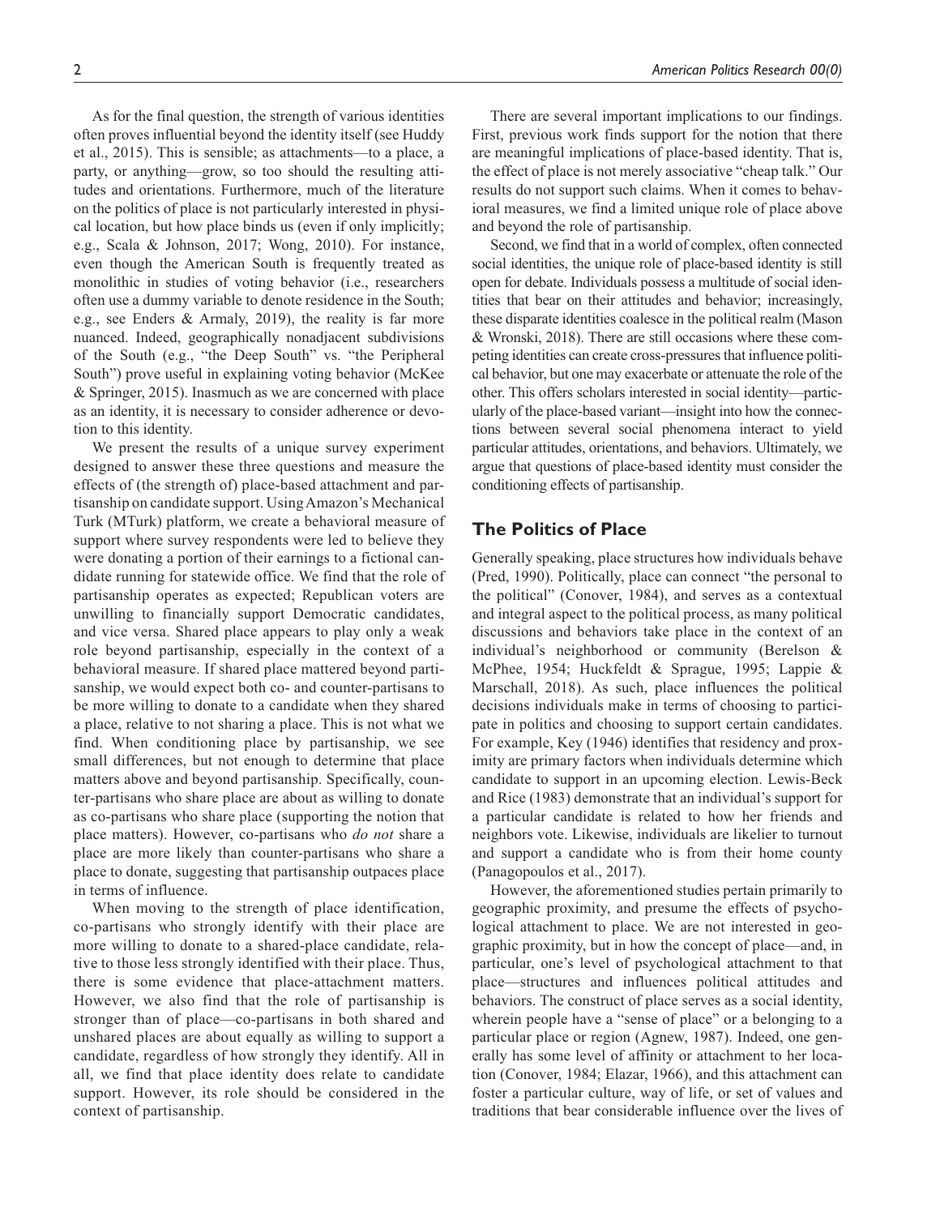As for the final question, the strength of various identities often proves influential beyond the identity itself (see Huddy et al., 2015). This is sensible; as attachments—to a place, a party, or anything—grow, so too should the resulting attitudes and orientations. Furthermore, much of the literature on the politics of place is not particularly interested in physical location, but how place binds us (even if only implicitly; e.g., Scala & Johnson, 2017; Wong, 2010). For instance, even though the American South is frequently treated as monolithic in studies of voting behavior (i.e., researchers often use a dummy variable to denote residence in the South; e.g., see Enders & Armaly, 2019), the reality is far more nuanced. Indeed, geographically nonadjacent subdivisions of the South (e.g., "the Deep South" vs. "the Peripheral South") prove useful in explaining voting behavior (McKee & Springer, 2015). Inasmuch as we are concerned with place as an identity, it is necessary to consider adherence or devotion to this identity.

We present the results of a unique survey experiment designed to answer these three questions and measure the effects of (the strength of) place-based attachment and partisanship on candidate support. Using Amazon's Mechanical Turk (MTurk) platform, we create a behavioral measure of support where survey respondents were led to believe they were donating a portion of their earnings to a fictional candidate running for statewide office. We find that the role of partisanship operates as expected; Republican voters are unwilling to financially support Democratic candidates, and vice versa. Shared place appears to play only a weak role beyond partisanship, especially in the context of a behavioral measure. If shared place mattered beyond partisanship, we would expect both co- and counter-partisans to be more willing to donate to a candidate when they shared a place, relative to not sharing a place. This is not what we find. When conditioning place by partisanship, we see small differences, but not enough to determine that place matters above and beyond partisanship. Specifically, counter-partisans who share place are about as willing to donate as co-partisans who share place (supporting the notion that place matters). However, co-partisans who *do not* share a place are more likely than counter-partisans who share a place to donate, suggesting that partisanship outpaces place in terms of influence.

When moving to the strength of place identification, co-partisans who strongly identify with their place are more willing to donate to a shared-place candidate, relative to those less strongly identified with their place. Thus, there is some evidence that place-attachment matters. However, we also find that the role of partisanship is stronger than of place—co-partisans in both shared and unshared places are about equally as willing to support a candidate, regardless of how strongly they identify. All in all, we find that place identity does relate to candidate support. However, its role should be considered in the context of partisanship.

There are several important implications to our findings. First, previous work finds support for the notion that there are meaningful implications of place-based identity. That is, the effect of place is not merely associative "cheap talk." Our results do not support such claims. When it comes to behavioral measures, we find a limited unique role of place above and beyond the role of partisanship.

Second, we find that in a world of complex, often connected social identities, the unique role of place-based identity is still open for debate. Individuals possess a multitude of social identities that bear on their attitudes and behavior; increasingly, these disparate identities coalesce in the political realm (Mason & Wronski, 2018). There are still occasions where these competing identities can create cross-pressures that influence political behavior, but one may exacerbate or attenuate the role of the other. This offers scholars interested in social identity—particularly of the place-based variant—insight into how the connections between several social phenomena interact to yield particular attitudes, orientations, and behaviors. Ultimately, we argue that questions of place-based identity must consider the conditioning effects of partisanship.

## The Politics of Place

Generally speaking, place structures how individuals behave (Pred, 1990). Politically, place can connect "the personal to the political" (Conover, 1984), and serves as a contextual and integral aspect to the political process, as many political discussions and behaviors take place in the context of an individual's neighborhood or community (Berelson & McPhee, 1954; Huckfeldt & Sprague, 1995; Lappie & Marschall, 2018). As such, place influences the political decisions individuals make in terms of choosing to participate in politics and choosing to support certain candidates. For example, Key (1946) identifies that residency and proximity are primary factors when individuals determine which candidate to support in an upcoming election. Lewis-Beck and Rice (1983) demonstrate that an individual's support for a particular candidate is related to how her friends and neighbors vote. Likewise, individuals are likelier to turnout and support a candidate who is from their home county (Panagopoulos et al., 2017).

However, the aforementioned studies pertain primarily to geographic proximity, and presume the effects of psychological attachment to place. We are not interested in geographic proximity, but in how the concept of place—and, in particular, one's level of psychological attachment to that place—structures and influences political attitudes and behaviors. The construct of place serves as a social identity, wherein people have a "sense of place" or a belonging to a particular place or region (Agnew, 1987). Indeed, one generally has some level of affinity or attachment to her location (Conover, 1984; Elazar, 1966), and this attachment can foster a particular culture, way of life, or set of values and traditions that bear considerable influence over the lives of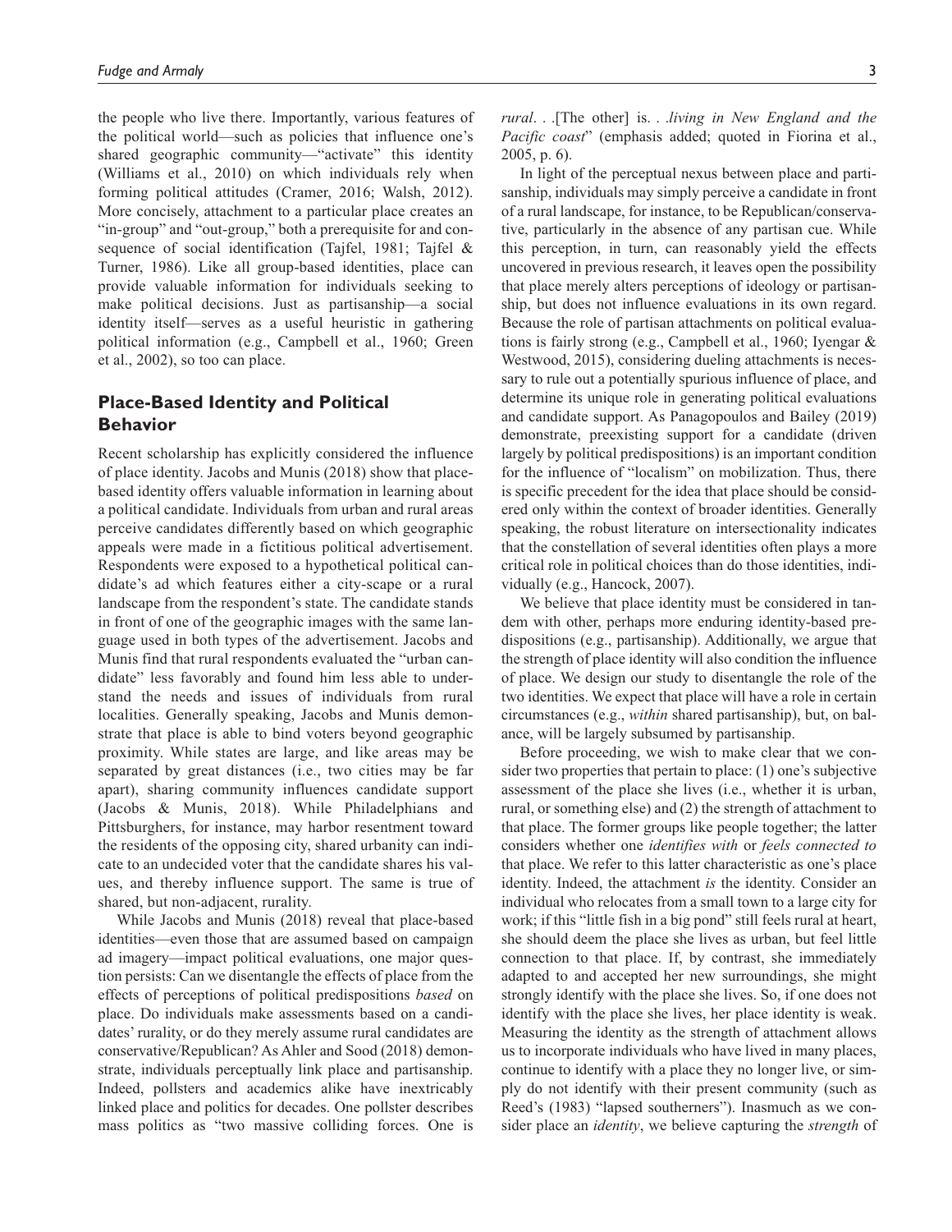the people who live there. Importantly, various features of the political world—such as policies that influence one's shared geographic community—"activate" this identity (Williams et al., 2010) on which individuals rely when forming political attitudes (Cramer, 2016; Walsh, 2012). More concisely, attachment to a particular place creates an "in-group" and "out-group," both a prerequisite for and consequence of social identification (Tajfel, 1981; Tajfel & Turner, 1986). Like all group-based identities, place can provide valuable information for individuals seeking to make political decisions. Just as partisanship—a social identity itself—serves as a useful heuristic in gathering political information (e.g., Campbell et al., 1960; Green et al., 2002), so too can place.

## Place-Based Identity and Political Behavior

Recent scholarship has explicitly considered the influence of place identity. Jacobs and Munis (2018) show that place-based identity offers valuable information in learning about a political candidate. Individuals from urban and rural areas perceive candidates differently based on which geographic appeals were made in a fictitious political advertisement. Respondents were exposed to a hypothetical political candidate's ad which features either a city-scape or a rural landscape from the respondent's state. The candidate stands in front of one of the geographic images with the same language used in both types of the advertisement. Jacobs and Munis find that rural respondents evaluated the "urban candidate" less favorably and found him less able to understand the needs and issues of individuals from rural localities. Generally speaking, Jacobs and Munis demonstrate that place is able to bind voters beyond geographic proximity. While states are large, and like areas may be separated by great distances (i.e., two cities may be far apart), sharing community influences candidate support (Jacobs & Munis, 2018). While Philadelphians and Pittsburghers, for instance, may harbor resentment toward the residents of the opposing city, shared urbanity can indicate to an undecided voter that the candidate shares his values, and thereby influence support. The same is true of shared, but non-adjacent, rurality.

While Jacobs and Munis (2018) reveal that place-based identities—even those that are assumed based on campaign ad imagery—impact political evaluations, one major question persists: Can we disentangle the effects of place from the effects of perceptions of political predispositions *based* on place. Do individuals make assessments based on a candidates' rurality, or do they merely assume rural candidates are conservative/Republican? As Ahler and Sood (2018) demonstrate, individuals perceptually link place and partisanship. Indeed, pollsters and academics alike have inextricably linked place and politics for decades. One pollster describes mass politics as "two massive colliding forces. One is *rural*. . .[The other] is. . .*living in New England and the Pacific coast*" (emphasis added; quoted in Fiorina et al., 2005, p. 6).

In light of the perceptual nexus between place and partisanship, individuals may simply perceive a candidate in front of a rural landscape, for instance, to be Republican/conservative, particularly in the absence of any partisan cue. While this perception, in turn, can reasonably yield the effects uncovered in previous research, it leaves open the possibility that place merely alters perceptions of ideology or partisanship, but does not influence evaluations in its own regard. Because the role of partisan attachments on political evaluations is fairly strong (e.g., Campbell et al., 1960; Iyengar & Westwood, 2015), considering dueling attachments is necessary to rule out a potentially spurious influence of place, and determine its unique role in generating political evaluations and candidate support. As Panagopoulos and Bailey (2019) demonstrate, preexisting support for a candidate (driven largely by political predispositions) is an important condition for the influence of "localism" on mobilization. Thus, there is specific precedent for the idea that place should be considered only within the context of broader identities. Generally speaking, the robust literature on intersectionality indicates that the constellation of several identities often plays a more critical role in political choices than do those identities, individually (e.g., Hancock, 2007).

We believe that place identity must be considered in tandem with other, perhaps more enduring identity-based predispositions (e.g., partisanship). Additionally, we argue that the strength of place identity will also condition the influence of place. We design our study to disentangle the role of the two identities. We expect that place will have a role in certain circumstances (e.g., *within* shared partisanship), but, on balance, will be largely subsumed by partisanship.

Before proceeding, we wish to make clear that we consider two properties that pertain to place: (1) one's subjective assessment of the place she lives (i.e., whether it is urban, rural, or something else) and (2) the strength of attachment to that place. The former groups like people together; the latter considers whether one *identifies with* or *feels connected to* that place. We refer to this latter characteristic as one's place identity. Indeed, the attachment *is* the identity. Consider an individual who relocates from a small town to a big city for work; if this "little fish in a big pond" still feels rural at heart, she should deem the place she lives as urban, but feel little connection to that place. If, by contrast, she immediately adapted to and accepted her new surroundings, she might strongly identify with the place she lives. So, if one does not identify with the place she lives, her place identity is weak. Measuring the identity as the strength of attachment allows us to incorporate individuals who have lived in many places, continue to identify with a place they no longer live, or simply do not identify with their present community (such as Reed's (1983) "lapsed southerners"). Inasmuch as we consider place an *identity*, we believe capturing the *strength* of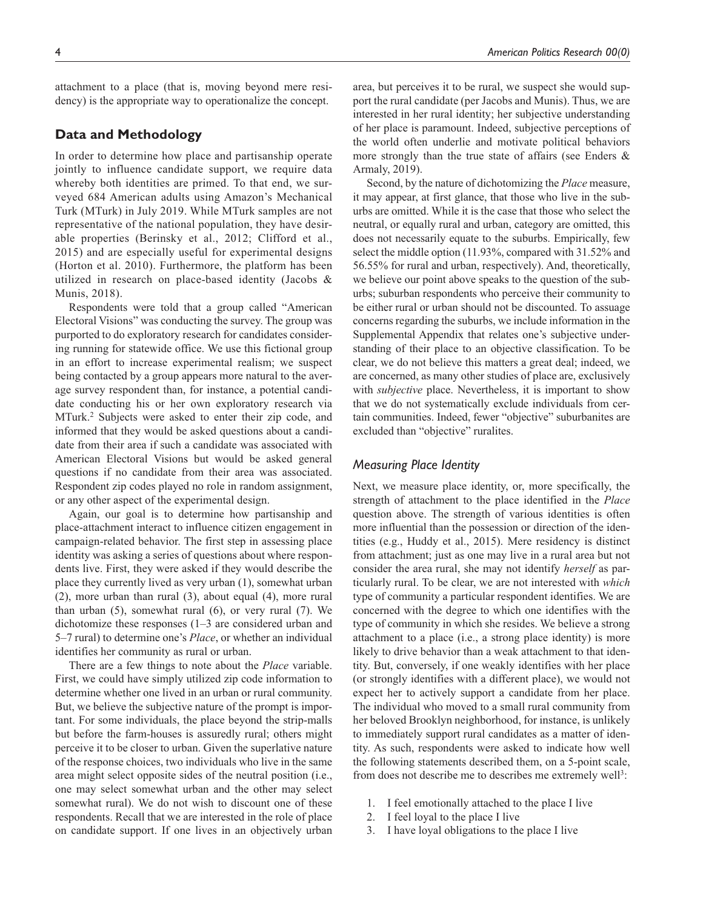attachment to a place (that is, moving beyond mere residency) is the appropriate way to operationalize the concept.

## Data and Methodology

In order to determine how place and partisanship operate jointly to influence candidate support, we require data whereby both identities are primed. To that end, we surveyed 684 American adults using Amazon's Mechanical Turk (MTurk) in July 2019. While MTurk samples are not representative of the national population, they have desirable properties (Berinsky et al., 2012; Clifford et al., 2015) and are especially useful for experimental designs (Horton et al. 2010). Furthermore, the platform has been utilized in research on place-based identity (Jacobs & Munis, 2018).

Respondents were told that a group called "American Electoral Visions" was conducting the survey. The group was purported to do exploratory research for candidates considering running for statewide office. We use this fictional group in an effort to increase experimental realism; we suspect being contacted by a group appears more natural to the average survey respondent than, for instance, a potential candidate conducting his or her own exploratory research via MTurk.[2] Subjects were asked to enter their zip code, and informed that they would be asked questions about a candidate from their area if such a candidate was associated with American Electoral Visions but would be asked general questions if no candidate from their area was associated. Respondent zip codes played no role in random assignment, or any other aspect of the experimental design.

Again, our goal is to determine how partisanship and place-attachment interact to influence citizen engagement in campaign-related behavior. The first step in assessing place identity was asking a series of questions about where respondents live. First, they were asked if they would describe the place they currently lived as very urban (1), somewhat urban (2), more urban than rural (3), about equal (4), more rural than urban (5), somewhat rural (6), or very rural (7). We dichotomize these responses (1–3 are considered urban and 5–7 rural) to determine one's *Place*, or whether an individual identifies her community as rural or urban.

There are a few things to note about the *Place* variable. First, we could have simply utilized zip code information to determine whether one lived in an urban or rural community. But, we believe the subjective nature of the prompt is important. For some individuals, the place beyond the strip-malls but before the farm-houses is assuredly rural; others might perceive it to be closer to urban. Given the superlative nature of the response choices, two individuals who live in the same area might select opposite sides of the neutral position (i.e., one may select somewhat urban and the other may select somewhat rural). We do not wish to discount one of these respondents. Recall that we are interested in the role of place on candidate support. If one lives in an objectively urban area, but perceives it to be rural, we suspect she would support the rural candidate (per Jacobs and Munis). Thus, we are interested in her rural identity; her subjective understanding of her place is paramount. Indeed, subjective perceptions of the world often underlie and motivate political behaviors more strongly than the true state of affairs (see Enders & Armaly, 2019).

Second, by the nature of dichotomizing the *Place* measure, it may appear, at first glance, that those who live in the suburbs are omitted. While it is the case that those who select the neutral, or equally rural and urban, category are omitted, this does not necessarily equate to the suburbs. Empirically, few select the middle option (11.93%, compared with 31.52% and 56.55% for rural and urban, respectively). And, theoretically, we believe our point above speaks to the question of the suburbs; suburban respondents who perceive their community to be either rural or urban should not be discounted. To assuage concerns regarding the suburbs, we include information in the Supplemental Appendix that relates one's subjective understanding of their place to an objective classification. To be clear, we do not believe this matters a great deal; indeed, we are concerned, as many other studies of place are, exclusively with *subjective* place. Nevertheless, it is important to show that we do not systematically exclude individuals from certain communities. Indeed, fewer "objective" suburbanites are excluded than "objective" ruralites.

### *Measuring Place Identity*

Next, we measure place identity, or, more specifically, the strength of attachment to the place identified in the *Place* question above. The strength of various identities is often more influential than the possession or direction of the identities (e.g., Huddy et al., 2015). Mere residency is distinct from attachment; just as one may live in a rural area but not consider the area rural, she may not identify *herself* as particularly rural. To be clear, we are not interested with *which* type of community a particular respondent identifies. We are concerned with the degree to which one identifies with the type of community in which she resides. We believe a strong attachment to a place (i.e., a strong place identity) is more likely to drive behavior than a weak attachment to that identity. But, conversely, if one weakly identifies with her place (or strongly identifies with a different place), we would not expect her to actively support a candidate from her place. The individual who moved to a small rural community from her beloved Brooklyn neighborhood, for instance, is unlikely to immediately support rural candidates as a matter of identity. As such, respondents were asked to indicate how well the following statements described them, on a 5-point scale, from does not describe me to describes me extremely well[3]:

1. I feel emotionally attached to the place I live
2. I feel loyal to the place I live
3. I have loyal obligations to the place I live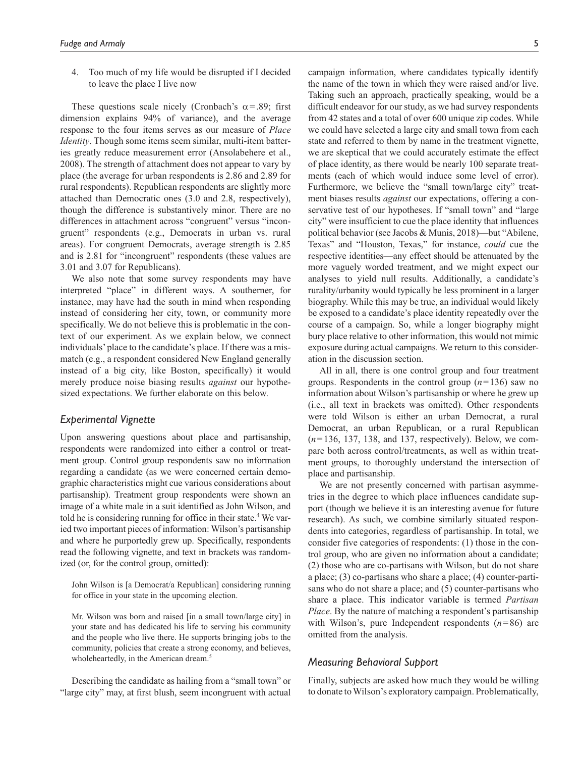4. Too much of my life would be disrupted if I decided to leave the place I live now

These questions scale nicely (Cronbach's $\alpha = .89$; first dimension explains 94% of variance), and the average response to the four items serves as our measure of *Place Identity*. Though some items seem similar, multi-item batteries greatly reduce measurement error (Ansolabehere et al., 2008). The strength of attachment does not appear to vary by place (the average for urban respondents is 2.86 and 2.89 for rural respondents). Republican respondents are slightly more attached than Democratic ones (3.0 and 2.8, respectively), though the difference is substantively minor. There are no differences in attachment across "congruent" versus "incongruent" respondents (e.g., Democrats in urban vs. rural areas). For congruent Democrats, average strength is 2.85 and is 2.81 for "incongruent" respondents (these values are 3.01 and 3.07 for Republicans).

We also note that some survey respondents may have interpreted "place" in different ways. A southerner, for instance, may have had the south in mind when responding instead of considering her city, town, or community more specifically. We do not believe this is problematic in the context of our experiment. As we explain below, we connect individuals' place to the candidate's place. If there was a mismatch (e.g., a respondent considered New England generally instead of a big city, like Boston, specifically) it would merely produce noise biasing results *against* our hypothesized expectations. We further elaborate on this below.

## Experimental Vignette

Upon answering questions about place and partisanship, respondents were randomized into either a control or treatment group. Control group respondents saw no information regarding a candidate (as we were concerned certain demographic characteristics might cue various considerations about partisanship). Treatment group respondents were shown an image of a white male in a suit identified as John Wilson, and told he is considering running for office in their state.[4] We varied two important pieces of information: Wilson's partisanship and where he purportedly grew up. Specifically, respondents read the following vignette, and text in brackets was randomized (or, for the control group, omitted):

> John Wilson is [a Democrat/a Republican] considering running for office in your state in the upcoming election.
>
> Mr. Wilson was born and raised [in a small town/large city] in your state and has dedicated his life to serving his community and the people who live there. He supports bringing jobs to the community, policies that create a strong economy, and believes, wholeheartedly, in the American dream.[5]

Describing the candidate as hailing from a "small town" or "large city" may, at first blush, seem incongruent with actual campaign information, where candidates typically identify the name of the town in which they were raised and/or live. Taking such an approach, practically speaking, would be a difficult endeavor for our study, as we had survey respondents from 42 states and a total of over 600 unique zip codes. While we could have selected a large city and small town from each state and referred to them by name in the treatment vignette, we are skeptical that we could accurately estimate the effect of place identity, as there would be nearly 100 separate treatments (each of which would induce some level of error). Furthermore, we believe the "small town/large city" treatment biases results *against* our expectations, offering a conservative test of our hypotheses. If "small town" and "large city" were insufficient to cue the place identity that influences political behavior (see Jacobs & Munis, 2018)—but "Abilene, Texas" and "Houston, Texas," for instance, *could* cue the respective identities—any effect should be attenuated by the more vaguely worded treatment, and we might expect our analyses to yield null results. Additionally, a candidate's rurality/urbanity would typically be less prominent in a larger biography. While this may be true, an individual would likely be exposed to a candidate's place identity repeatedly over the course of a campaign. So, while a longer biography might bury place relative to other information, this would not mimic exposure during actual campaigns. We return to this consideration in the discussion section.

All in all, there is one control group and four treatment groups. Respondents in the control group ($n = 136$) saw no information about Wilson's partisanship or where he grew up (i.e., all text in brackets was omitted). Other respondents were told Wilson is either an urban Democrat, a rural Democrat, an urban Republican, or a rural Republican ($n = 136$, 137, 138, and 137, respectively). Below, we compare both across control/treatments, as well as within treatment groups, to thoroughly understand the intersection of place and partisanship.

We are not presently concerned with partisan asymmetries in the degree to which place influences candidate support (though we believe it is an interesting avenue for future research). As such, we combine similarly situated respondents into categories, regardless of partisanship. In total, we consider five categories of respondents: (1) those in the control group, who are given no information about a candidate; (2) those who are co-partisans with Wilson, but do not share a place; (3) co-partisans who share a place; (4) counter-partisans who do not share a place; and (5) counter-partisans who share a place. This indicator variable is termed *Partisan Place*. By the nature of matching a respondent's partisanship with Wilson's, pure Independent respondents ($n = 86$) are omitted from the analysis.

## Measuring Behavioral Support

Finally, subjects are asked how much they would be willing to donate to Wilson's exploratory campaign. Problematically,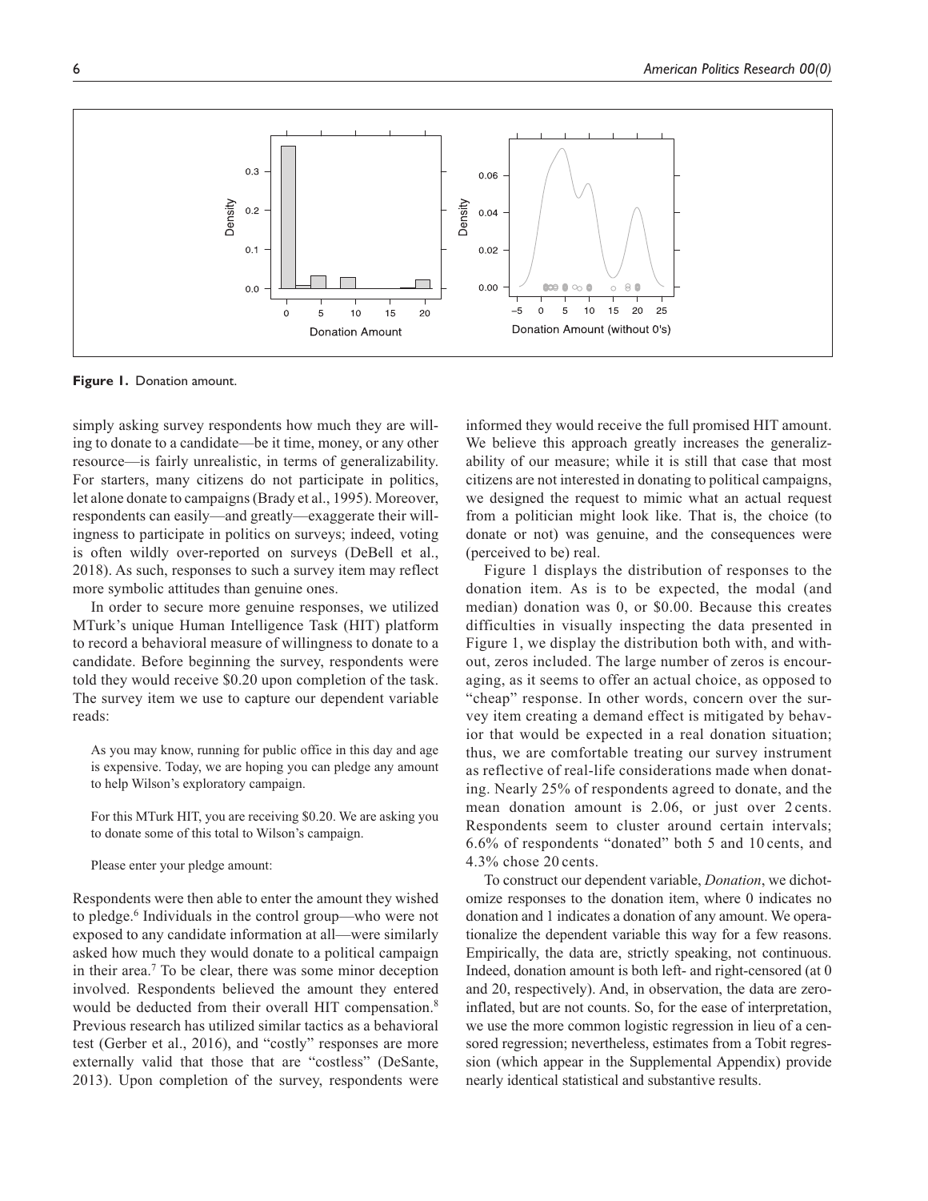**Figure 1.** Donation amount.

simply asking survey respondents how much they are willing to donate to a candidate—be it time, money, or any other resource—is fairly unrealistic, in terms of generalizability. For starters, many citizens do not participate in politics, let alone donate to campaigns (Brady et al., 1995). Moreover, respondents can easily—and greatly—exaggerate their willingness to participate in politics on surveys; indeed, voting is often wildly over-reported on surveys (DeBell et al., 2018). As such, responses to such a survey item may reflect more symbolic attitudes than genuine ones.

In order to secure more genuine responses, we utilized MTurk's unique Human Intelligence Task (HIT) platform to record a behavioral measure of willingness to donate to a candidate. Before beginning the survey, respondents were told they would receive $0.20 upon completion of the task. The survey item we use to capture our dependent variable reads:

> As you may know, running for public office in this day and age is expensive. Today, we are hoping you can pledge any amount to help Wilson's exploratory campaign.
>
> For this MTurk HIT, you are receiving $0.20. We are asking you to donate some of this total to Wilson's campaign.
>
> Please enter your pledge amount:

Respondents were then able to enter the amount they wished to pledge.[6] Individuals in the control group—who were not exposed to any candidate information at all—were similarly asked how much they would donate to a political campaign in their area.[7] To be clear, there was some minor deception involved. Respondents believed the amount they entered would be deducted from their overall HIT compensation.[8] Previous research has utilized similar tactics as a behavioral test (Gerber et al., 2016), and "costly" responses are more externally valid that those that are "costless" (DeSante, 2013). Upon completion of the survey, respondents were informed they would receive the full promised HIT amount. We believe this approach greatly increases the generalizability of our measure; while it is still that case that most citizens are not interested in donating to political campaigns, we designed the request to mimic what an actual request from a politician might look like. That is, the choice (to donate or not) was genuine, and the consequences were (perceived to be) real.

Figure 1 displays the distribution of responses to the donation item. As is to be expected, the modal (and median) donation was 0, or $0.00. Because this creates difficulties in visually inspecting the data presented in Figure 1, we display the distribution both with, and without, zeros included. The large number of zeros is encouraging, as it seems to offer an actual choice, as opposed to "cheap" response. In other words, concern over the survey item creating a demand effect is mitigated by behavior that would be expected in a real donation situation; thus, we are comfortable treating our survey instrument as reflective of real-life considerations made when donating. Nearly 25% of respondents agreed to donate, and the mean donation amount is 2.06, or just over 2 cents. Respondents seem to cluster around certain intervals; 6.6% of respondents "donated" both 5 and 10 cents, and 4.3% chose 20 cents.

To construct our dependent variable, *Donation*, we dichotomize responses to the donation item, where 0 indicates no donation and 1 indicates a donation of any amount. We operationalize the dependent variable this way for a few reasons. Empirically, the data are, strictly speaking, not continuous. Indeed, donation amount is both left- and right-censored (at 0 and 20, respectively). And, in observation, the data are zero-inflated, but are not counts. So, for the ease of interpretation, we use the more common logistic regression in lieu of a censored regression; nevertheless, estimates from a Tobit regression (which appear in the Supplemental Appendix) provide nearly identical statistical and substantive results.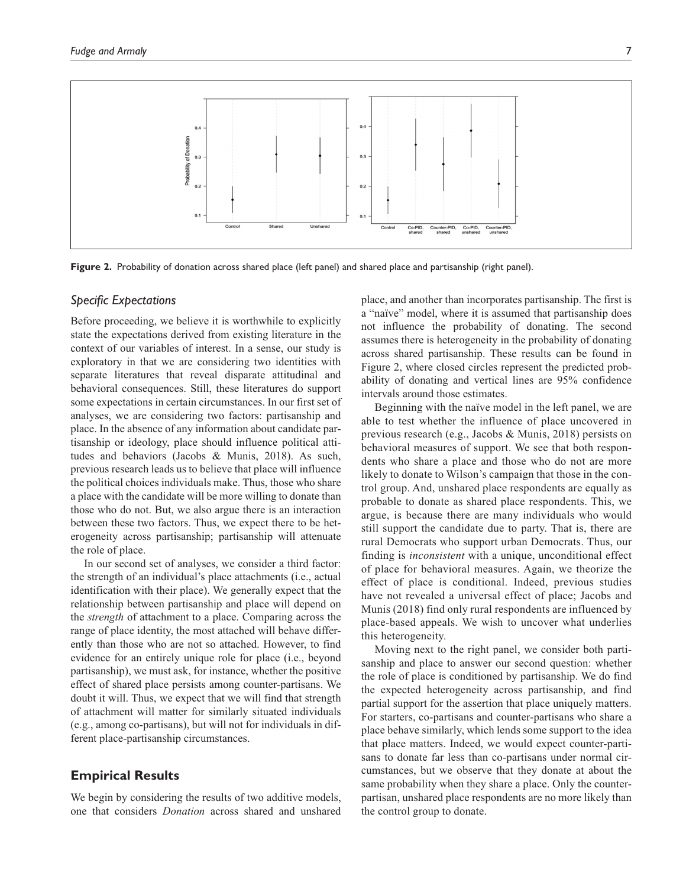**Figure 2.** Probability of donation across shared place (left panel) and shared place and partisanship (right panel).

### *Specific Expectations*

Before proceeding, we believe it is worthwhile to explicitly state the expectations derived from existing literature in the context of our variables of interest. In a sense, our study is exploratory in that we are considering two identities with separate literatures that reveal disparate attitudinal and behavioral consequences. Still, these literatures do support some expectations in certain circumstances. In our first set of analyses, we are considering two factors: partisanship and place. In the absence of any information about candidate partisanship or ideology, place should influence political attitudes and behaviors (Jacobs & Munis, 2018). As such, previous research leads us to believe that place will influence the political choices individuals make. Thus, those who share a place with the candidate will be more willing to donate than those who do not. But, we also argue there is an interaction between these two factors. Thus, we expect there to be heterogeneity across partisanship; partisanship will attenuate the role of place.

In our second set of analyses, we consider a third factor: the strength of an individual's place attachments (i.e., actual identification with their place). We generally expect that the relationship between partisanship and place will depend on the *strength* of attachment to a place. Comparing across the range of place identity, the most attached will behave differently than those who are not so attached. However, to find evidence for an entirely unique role for place (i.e., beyond partisanship), we must ask, for instance, whether the positive effect of shared place persists among counter-partisans. We doubt it will. Thus, we expect that we will find that strength of attachment will matter for similarly situated individuals (e.g., among co-partisans), but will not for individuals in different place-partisanship circumstances.

## Empirical Results

We begin by considering the results of two additive models, one that considers *Donation* across shared and unshared place, and another than incorporates partisanship. The first is a "naïve" model, where it is assumed that partisanship does not influence the probability of donating. The second assumes there is heterogeneity in the probability of donating across shared partisanship. These results can be found in Figure 2, where closed circles represent the predicted probability of donating and vertical lines are 95% confidence intervals around those estimates.

Beginning with the naïve model in the left panel, we are able to test whether the influence of place uncovered in previous research (e.g., Jacobs & Munis, 2018) persists on behavioral measures of support. We see that both respondents who share a place and those who do not are more likely to donate to Wilson's campaign that those in the control group. And, unshared place respondents are equally as probable to donate as shared place respondents. This, we argue, is because there are many individuals who would still support the candidate due to party. That is, there are rural Democrats who support urban Democrats. Thus, our finding is *inconsistent* with a unique, unconditional effect of place for behavioral measures. Again, we theorize the effect of place is conditional. Indeed, previous studies have not revealed a universal effect of place; Jacobs and Munis (2018) find only rural respondents are influenced by place-based appeals. We wish to uncover what underlies this heterogeneity.

Moving next to the right panel, we consider both partisanship and place to answer our second question: whether the role of place is conditioned by partisanship. We do find the expected heterogeneity across partisanship, and find partial support for the assertion that place uniquely matters. For starters, co-partisans and counter-partisans who share a place behave similarly, which lends some support to the idea that place matters. Indeed, we would expect counter-partisans to donate far less than co-partisans under normal circumstances, but we observe that they donate at about the same probability when they share a place. Only the counter-partisan, unshared place respondents are no more likely than the control group to donate.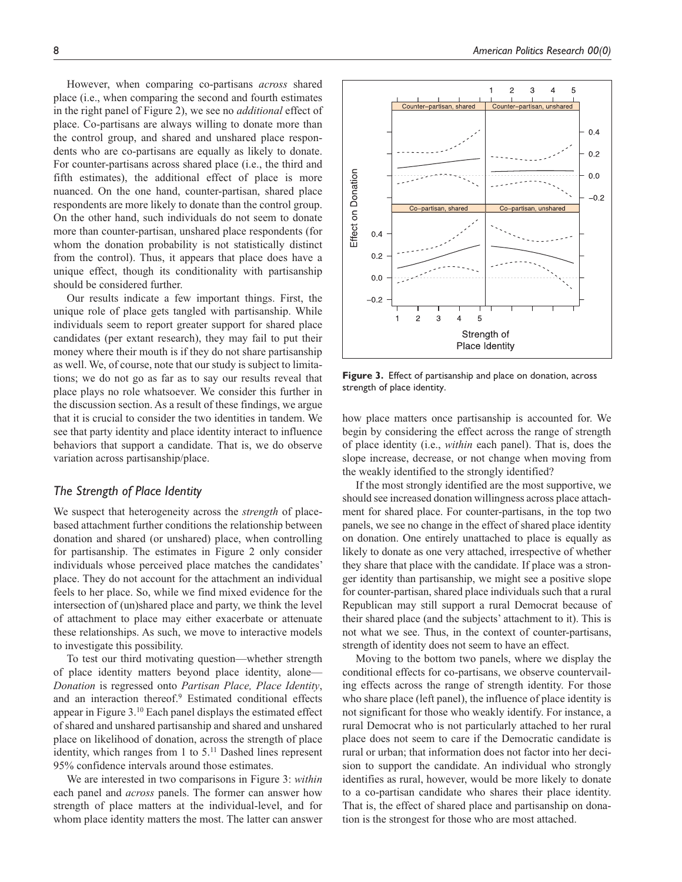However, when comparing co-partisans *across* shared place (i.e., when comparing the second and fourth estimates in the right panel of Figure 2), we see no *additional* effect of place. Co-partisans are always willing to donate more than the control group, and shared and unshared place respondents who are co-partisans are equally as likely to donate. For counter-partisans across shared place (i.e., the third and fifth estimates), the additional effect of place is more nuanced. On the one hand, counter-partisan, shared place respondents are more likely to donate than the control group. On the other hand, such individuals do not seem to donate more than counter-partisan, unshared place respondents (for whom the donation probability is not statistically distinct from the control). Thus, it appears that place does have a unique effect, though its conditionality with partisanship should be considered further.

Our results indicate a few important things. First, the unique role of place gets tangled with partisanship. While individuals seem to report greater support for shared place candidates (per extant research), they may fail to put their money where their mouth is if they do not share partisanship as well. We, of course, note that our study is subject to limitations; we do not go as far as to say our results reveal that place plays no role whatsoever. We consider this further in the discussion section. As a result of these findings, we argue that it is crucial to consider the two identities in tandem. We see that party identity and place identity interact to influence behaviors that support a candidate. That is, we do observe variation across partisanship/place.

### The Strength of Place Identity

We suspect that heterogeneity across the *strength* of place-based attachment further conditions the relationship between donation and shared (or unshared) place, when controlling for partisanship. The estimates in Figure 2 only consider individuals whose perceived place matches the candidates' place. They do not account for the attachment an individual feels to her place. So, while we find mixed evidence for the intersection of (un)shared place and party, we think the level of attachment to place may either exacerbate or attenuate these relationships. As such, we move to interactive models to investigate this possibility.

To test our third motivating question—whether strength of place identity matters beyond place identity, alone—*Donation* is regressed onto *Partisan Place, Place Identity*, and an interaction thereof.[9] Estimated conditional effects appear in Figure 3.[10] Each panel displays the estimated effect of shared and unshared partisanship and shared and unshared place on likelihood of donation, across the strength of place identity, which ranges from 1 to 5.[11] Dashed lines represent 95% confidence intervals around those estimates.

We are interested in two comparisons in Figure 3: *within* each panel and *across* panels. The former can answer how strength of place matters at the individual-level, and for whom place identity matters the most. The latter can answer how place matters once partisanship is accounted for. We begin by considering the effect across the range of strength of place identity (i.e., *within* each panel). That is, does the slope increase, decrease, or not change when moving from the weakly identified to the strongly identified?

**Figure 3.** Effect of partisanship and place on donation, across strength of place identity.

If the most strongly identified are the most supportive, we should see increased donation willingness across place attachment for shared place. For counter-partisans, in the top two panels, we see no change in the effect of shared place identity on donation. One entirely unattached to place is equally as likely to donate as one very attached, irrespective of whether they share that place with the candidate. If place was a stronger identity than partisanship, we might see a positive slope for counter-partisan, shared place individuals such that a rural Republican may still support a rural Democrat because of their shared place (and the subjects' attachment to it). This is not what we see. Thus, in the context of counter-partisans, strength of identity does not seem to have an effect.

Moving to the bottom two panels, where we display the conditional effects for co-partisans, we observe countervailing effects across the range of strength identity. For those who share place (left panel), the influence of place identity is not significant for those who weakly identify. For instance, a rural Democrat who is not particularly attached to her rural place does not seem to care if the Democratic candidate is rural or urban; that information does not factor into her decision to support the candidate. An individual who strongly identifies as rural, however, would be more likely to donate to a co-partisan candidate who shares their place identity. That is, the effect of shared place and partisanship on donation is the strongest for those who are most attached.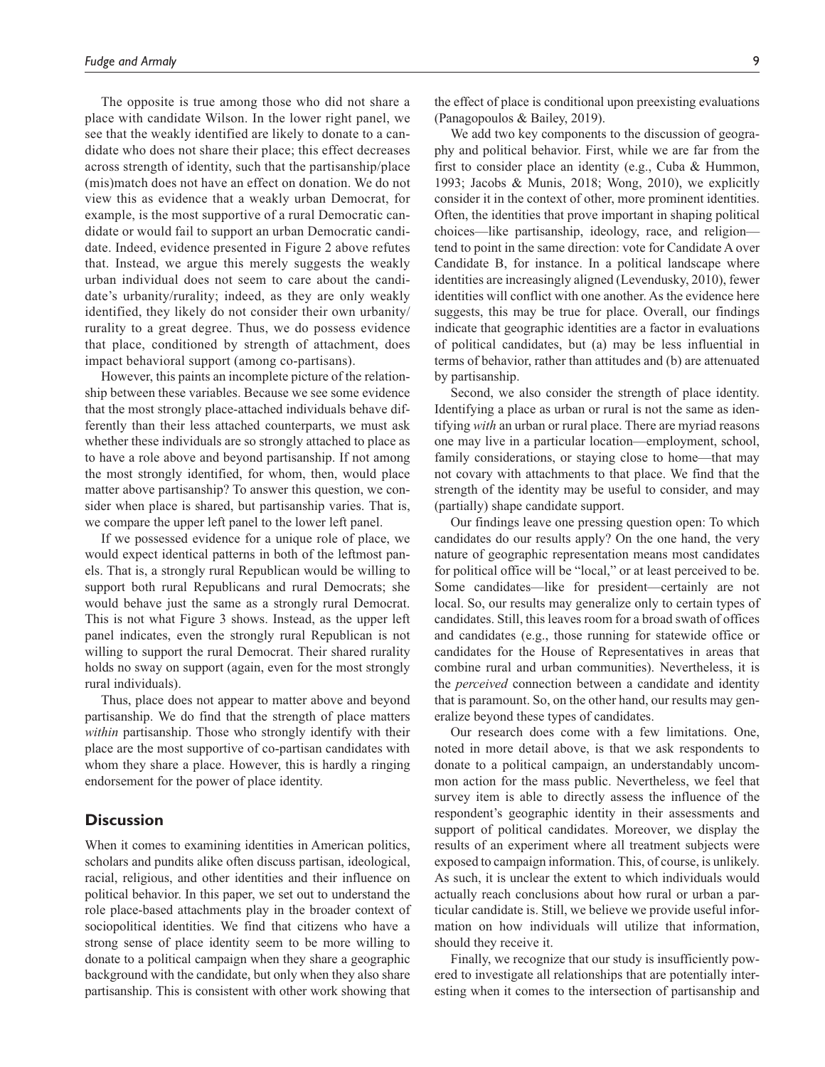The opposite is true among those who did not share a place with candidate Wilson. In the lower right panel, we see that the weakly identified are likely to donate to a candidate who does not share their place; this effect decreases across strength of identity, such that the partisanship/place (mis)match does not have an effect on donation. We do not view this as evidence that a weakly urban Democrat, for example, is the most supportive of a rural Democratic candidate or would fail to support an urban Democratic candidate. Indeed, evidence presented in Figure 2 above refutes that. Instead, we argue this merely suggests the weakly urban individual does not seem to care about the candidate's urbanity/rurality; indeed, as they are only weakly identified, they likely do not consider their own urbanity/rurality to a great degree. Thus, we do possess evidence that place, conditioned by strength of attachment, does impact behavioral support (among co-partisans).

However, this paints an incomplete picture of the relationship between these variables. Because we see some evidence that the most strongly place-attached individuals behave differently than their less attached counterparts, we must ask whether these individuals are so strongly attached to place as to have a role above and beyond partisanship. If not among the most strongly identified, for whom, then, would place matter above partisanship? To answer this question, we consider when place is shared, but partisanship varies. That is, we compare the upper left panel to the lower left panel.

If we possessed evidence for a unique role of place, we would expect identical patterns in both of the leftmost panels. That is, a strongly rural Republican would be willing to support both rural Republicans and rural Democrats; she would behave just the same as a strongly rural Democrat. This is not what Figure 3 shows. Instead, as the upper left panel indicates, even the strongly rural Republican is not willing to support the rural Democrat. Their shared rurality holds no sway on support (again, even for the most strongly rural individuals).

Thus, place does not appear to matter above and beyond partisanship. We do find that the strength of place matters *within* partisanship. Those who strongly identify with their place are the most supportive of co-partisan candidates with whom they share a place. However, this is hardly a ringing endorsement for the power of place identity.

## Discussion

When it comes to examining identities in American politics, scholars and pundits alike often discuss partisan, ideological, racial, religious, and other identities and their influence on political behavior. In this paper, we set out to understand the role place-based attachments play in the broader context of sociopolitical identities. We find that citizens who have a strong sense of place identity seem to be more willing to donate to a political campaign when they share a geographic background with the candidate, but only when they also share partisanship. This is consistent with other work showing that the effect of place is conditional upon preexisting evaluations (Panagopoulos & Bailey, 2019).

We add two key components to the discussion of geography and political behavior. First, while we are far from the first to consider place an identity (e.g., Cuba & Hummon, 1993; Jacobs & Munis, 2018; Wong, 2010), we explicitly consider it in the context of other, more prominent identities. Often, the identities that prove important in shaping political choices—like partisanship, ideology, race, and religion—tend to point in the same direction: vote for Candidate A over Candidate B, for instance. In a political landscape where identities are increasingly aligned (Levendusky, 2010), fewer identities will conflict with one another. As the evidence here suggests, this may be true for place. Overall, our findings indicate that geographic identities are a factor in evaluations of political candidates, but (a) may be less influential in terms of behavior, rather than attitudes and (b) are attenuated by partisanship.

Second, we also consider the strength of place identity. Identifying a place as urban or rural is not the same as identifying *with* an urban or rural place. There are myriad reasons one may live in a particular location—employment, school, family considerations, or staying close to home—that may not covary with attachments to that place. We find that the strength of the identity may be useful to consider, and may (partially) shape candidate support.

Our findings leave one pressing question open: To which candidates do our results apply? On the one hand, the very nature of geographic representation means most candidates for political office will be "local," or at least perceived to be. Some candidates—like for president—certainly are not local. So, our results may generalize only to certain types of candidates. Still, this leaves room for a broad swath of offices and candidates (e.g., those running for statewide office or candidates for the House of Representatives in areas that combine rural and urban communities). Nevertheless, it is the *perceived* connection between a candidate and identity that is paramount. So, on the other hand, our results may generalize beyond these types of candidates.

Our research does come with a few limitations. One, noted in more detail above, is that we ask respondents to donate to a political campaign, an understandably uncommon action for the mass public. Nevertheless, we feel that survey item is able to directly assess the influence of the respondent's geographic identity in their assessments and support of political candidates. Moreover, we display the results of an experiment where all treatment subjects were exposed to campaign information. This, of course, is unlikely. As such, it is unclear the extent to which individuals would actually reach conclusions about how rural or urban a particular candidate is. Still, we believe we provide useful information on how individuals will utilize that information, should they receive it.

Finally, we recognize that our study is insufficiently powered to investigate all relationships that are potentially interesting when it comes to the intersection of partisanship and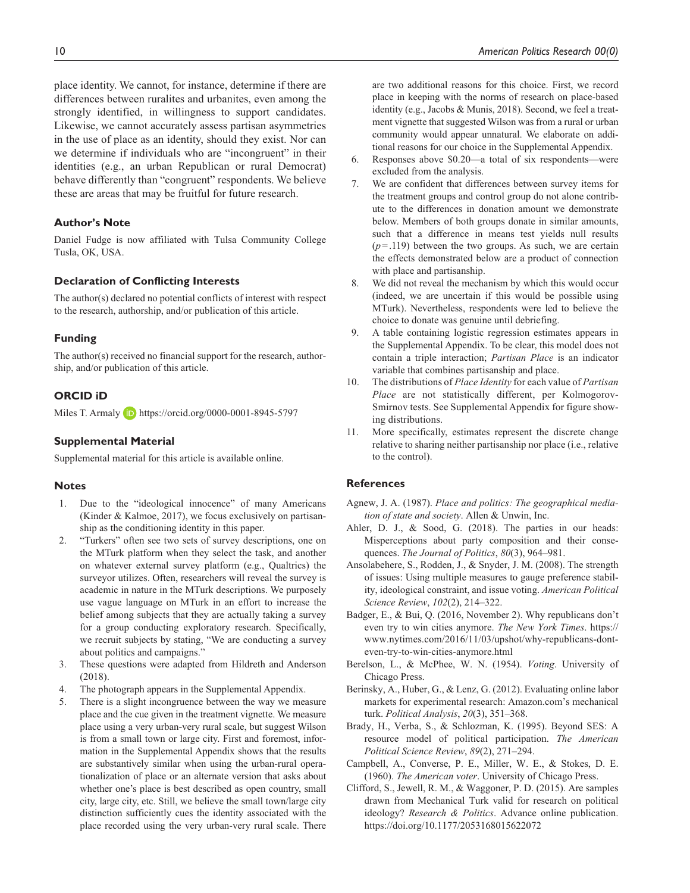place identity. We cannot, for instance, determine if there are differences between ruralites and urbanites, even among the strongly identified, in willingness to support candidates. Likewise, we cannot accurately assess partisan asymmetries in the use of place as an identity, should they exist. Nor can we determine if individuals who are "incongruent" in their identities (e.g., an urban Republican or rural Democrat) behave differently than "congruent" respondents. We believe these are areas that may be fruitful for future research.

### Author's Note

Daniel Fudge is now affiliated with Tulsa Community College Tusla, OK, USA.

### Declaration of Conflicting Interests

The author(s) declared no potential conflicts of interest with respect to the research, authorship, and/or publication of this article.

### Funding

The author(s) received no financial support for the research, authorship, and/or publication of this article.

### ORCID iD

Miles T. Armaly https://orcid.org/0000-0001-8945-5797

### Supplemental Material

Supplemental material for this article is available online.

### Notes

1. Due to the "ideological innocence" of many Americans (Kinder & Kalmoe, 2017), we focus exclusively on partisanship as the conditioning identity in this paper.
2. "Turkers" often see two sets of survey descriptions, one on the MTurk platform when they select the task, and another on whatever external survey platform (e.g., Qualtrics) the surveyor utilizes. Often, researchers will reveal the survey is academic in nature in the MTurk descriptions. We purposely use vague language on MTurk in an effort to increase the belief among subjects that they are actually taking a survey for a group conducting exploratory research. Specifically, we recruit subjects by stating, "We are conducting a survey about politics and campaigns."
3. These questions were adapted from Hildreth and Anderson (2018).
4. The photograph appears in the Supplemental Appendix.
5. There is a slight incongruence between the way we measure place and the cue given in the treatment vignette. We measure place using a very urban-very rural scale, but suggest Wilson is from a small town or large city. First and foremost, information in the Supplemental Appendix shows that the results are substantively similar when using the urban-rural operationalization of place or an alternate version that asks about whether one's place is best described as open country, small city, large city, etc. Still, we believe the small town/large city distinction sufficiently cues the identity associated with the place recorded using the very urban-very rural scale. There are two additional reasons for this choice. First, we record place in keeping with the norms of research on place-based identity (e.g., Jacobs & Munis, 2018). Second, we feel a treatment vignette that suggested Wilson was from a rural or urban community would appear unnatural. We elaborate on additional reasons for our choice in the Supplemental Appendix.
6. Responses above \$0.20—a total of six respondents—were excluded from the analysis.
7. We are confident that differences between survey items for the treatment groups and control group do not alone contribute to the differences in donation amount we demonstrate below. Members of both groups donate in similar amounts, such that a difference in means test yields null results ($p = .119$) between the two groups. As such, we are certain the effects demonstrated below are a product of connection with place and partisanship.
8. We did not reveal the mechanism by which this would occur (indeed, we are uncertain if this would be possible using MTurk). Nevertheless, respondents were led to believe the choice to donate was genuine until debriefing.
9. A table containing logistic regression estimates appears in the Supplemental Appendix. To be clear, this model does not contain a triple interaction; *Partisan Place* is an indicator variable that combines partisanship and place.
10. The distributions of *Place Identity* for each value of *Partisan Place* are not statistically different, per Kolmogorov-Smirnov tests. See Supplemental Appendix for figure showing distributions.
11. More specifically, estimates represent the discrete change relative to sharing neither partisanship nor place (i.e., relative to the control).

### References

Agnew, J. A. (1987). *Place and politics: The geographical mediation of state and society*. Allen & Unwin, Inc.

Ahler, D. J., & Sood, G. (2018). The parties in our heads: Misperceptions about party composition and their consequences. *The Journal of Politics*, *80*(3), 964–981.

Ansolabehere, S., Rodden, J., & Snyder, J. M. (2008). The strength of issues: Using multiple measures to gauge preference stability, ideological constraint, and issue voting. *American Political Science Review*, *102*(2), 214–322.

Badger, E., & Bui, Q. (2016, November 2). Why republicans don't even try to win cities anymore. *The New York Times*. https://www.nytimes.com/2016/11/03/upshot/why-republicans-dont-even-try-to-win-cities-anymore.html

Berelson, L., & McPhee, W. N. (1954). *Voting*. University of Chicago Press.

Berinsky, A., Huber, G., & Lenz, G. (2012). Evaluating online labor markets for experimental research: Amazon.com's mechanical turk. *Political Analysis*, *20*(3), 351–368.

Brady, H., Verba, S., & Schlozman, K. (1995). Beyond SES: A resource model of political participation. *The American Political Science Review*, *89*(2), 271–294.

Campbell, A., Converse, P. E., Miller, W. E., & Stokes, D. E. (1960). *The American voter*. University of Chicago Press.

Clifford, S., Jewell, R. M., & Waggoner, P. D. (2015). Are samples drawn from Mechanical Turk valid for research on political ideology? *Research & Politics*. Advance online publication. https://doi.org/10.1177/2053168015622072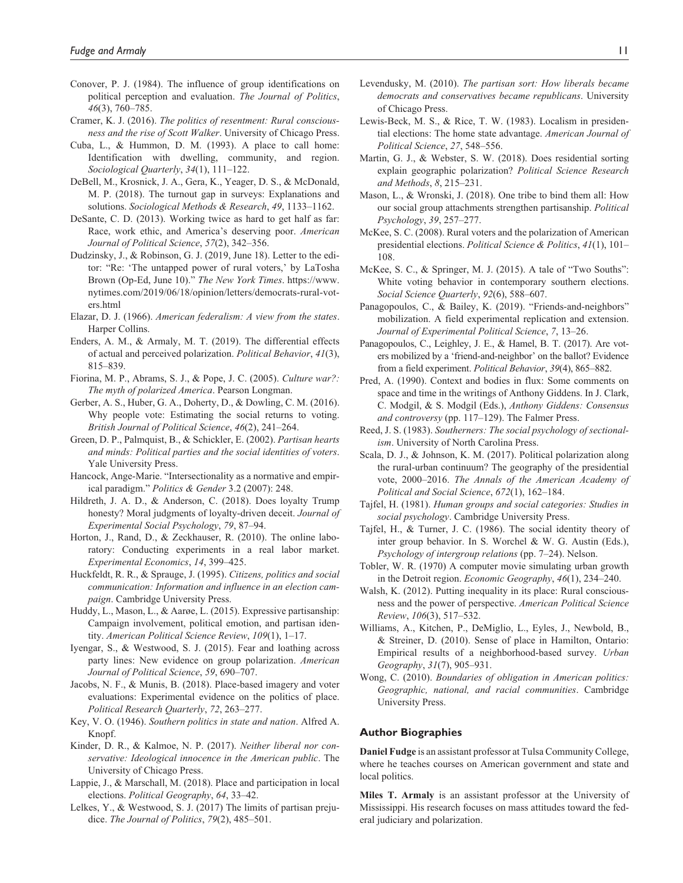Conover, P. J. (1984). The influence of group identifications on political perception and evaluation. *The Journal of Politics*, *46*(3), 760–785.

Cramer, K. J. (2016). *The politics of resentment: Rural consciousness and the rise of Scott Walker*. University of Chicago Press.

Cuba, L., & Hummon, D. M. (1993). A place to call home: Identification with dwelling, community, and region. *Sociological Quarterly*, *34*(1), 111–122.

DeBell, M., Krosnick, J. A., Gera, K., Yeager, D. S., & McDonald, M. P. (2018). The turnout gap in surveys: Explanations and solutions. *Sociological Methods & Research*, *49*, 1133–1162.

DeSante, C. D. (2013). Working twice as hard to get half as far: Race, work ethic, and America's deserving poor. *American Journal of Political Science*, *57*(2), 342–356.

Dudzinsky, J., & Robinson, G. J. (2019, June 18). Letter to the editor: "Re: 'The untapped power of rural voters,' by LaTosha Brown (Op-Ed, June 10)." *The New York Times*. https://www.nytimes.com/2019/06/18/opinion/letters/democrats-rural-voters.html

Elazar, D. J. (1966). *American federalism: A view from the states*. Harper Collins.

Enders, A. M., & Armaly, M. T. (2019). The differential effects of actual and perceived polarization. *Political Behavior*, *41*(3), 815–839.

Fiorina, M. P., Abrams, S. J., & Pope, J. C. (2005). *Culture war?: The myth of polarized America*. Pearson Longman.

Gerber, A. S., Huber, G. A., Doherty, D., & Dowling, C. M. (2016). Why people vote: Estimating the social returns to voting. *British Journal of Political Science*, *46*(2), 241–264.

Green, D. P., Palmquist, B., & Schickler, E. (2002). *Partisan hearts and minds: Political parties and the social identities of voters*. Yale University Press.

Hancock, Ange-Marie. "Intersectionality as a normative and empirical paradigm." *Politics & Gender* 3.2 (2007): 248.

Hildreth, J. A. D., & Anderson, C. (2018). Does loyalty Trump honesty? Moral judgments of loyalty-driven deceit. *Journal of Experimental Social Psychology*, *79*, 87–94.

Horton, J., Rand, D., & Zeckhauser, R. (2010). The online laboratory: Conducting experiments in a real labor market. *Experimental Economics*, *14*, 399–425.

Huckfeldt, R. R., & Sprauge, J. (1995). *Citizens, politics and social communication: Information and influence in an election campaign*. Cambridge University Press.

Huddy, L., Mason, L., & Aarøe, L. (2015). Expressive partisanship: Campaign involvement, political emotion, and partisan identity. *American Political Science Review*, *109*(1), 1–17.

Iyengar, S., & Westwood, S. J. (2015). Fear and loathing across party lines: New evidence on group polarization. *American Journal of Political Science*, *59*, 690–707.

Jacobs, N. F., & Munis, B. (2018). Place-based imagery and voter evaluations: Experimental evidence on the politics of place. *Political Research Quarterly*, *72*, 263–277.

Key, V. O. (1946). *Southern politics in state and nation*. Alfred A. Knopf.

Kinder, D. R., & Kalmoe, N. P. (2017). *Neither liberal nor conservative: Ideological innocence in the American public*. The University of Chicago Press.

Lappie, J., & Marschall, M. (2018). Place and participation in local elections. *Political Geography*, *64*, 33–42.

Lelkes, Y., & Westwood, S. J. (2017) The limits of partisan prejudice. *The Journal of Politics*, *79*(2), 485–501.

Levendusky, M. (2010). *The partisan sort: How liberals became democrats and conservatives became republicans*. University of Chicago Press.

Lewis-Beck, M. S., & Rice, T. W. (1983). Localism in presidential elections: The home state advantage. *American Journal of Political Science*, *27*, 548–556.

Martin, G. J., & Webster, S. W. (2018). Does residential sorting explain geographic polarization? *Political Science Research and Methods*, *8*, 215–231.

Mason, L., & Wronski, J. (2018). One tribe to bind them all: How our social group attachments strengthen partisanship. *Political Psychology*, *39*, 257–277.

McKee, S. C. (2008). Rural voters and the polarization of American presidential elections. *Political Science & Politics*, *41*(1), 101–108.

McKee, S. C., & Springer, M. J. (2015). A tale of "Two Souths": White voting behavior in contemporary southern elections. *Social Science Quarterly*, *92*(6), 588–607.

Panagopoulos, C., & Bailey, K. (2019). "Friends-and-neighbors" mobilization. A field experimental replication and extension. *Journal of Experimental Political Science*, *7*, 13–26.

Panagopoulos, C., Leighley, J. E., & Hamel, B. T. (2017). Are voters mobilized by a 'friend-and-neighbor' on the ballot? Evidence from a field experiment. *Political Behavior*, *39*(4), 865–882.

Pred, A. (1990). Context and bodies in flux: Some comments on space and time in the writings of Anthony Giddens. In J. Clark, C. Modgil, & S. Modgil (Eds.), *Anthony Giddens: Consensus and controversy* (pp. 117–129). The Falmer Press.

Reed, J. S. (1983). *Southerners: The social psychology of sectionalism*. University of North Carolina Press.

Scala, D. J., & Johnson, K. M. (2017). Political polarization along the rural-urban continuum? The geography of the presidential vote, 2000–2016. *The Annals of the American Academy of Political and Social Science*, *672*(1), 162–184.

Tajfel, H. (1981). *Human groups and social categories: Studies in social psychology*. Cambridge University Press.

Tajfel, H., & Turner, J. C. (1986). The social identity theory of inter group behavior. In S. Worchel & W. G. Austin (Eds.), *Psychology of intergroup relations* (pp. 7–24). Nelson.

Tobler, W. R. (1970) A computer movie simulating urban growth in the Detroit region. *Economic Geography*, *46*(1), 234–240.

Walsh, K. (2012). Putting inequality in its place: Rural consciousness and the power of perspective. *American Political Science Review*, *106*(3), 517–532.

Williams, A., Kitchen, P., DeMiglio, L., Eyles, J., Newbold, B., & Streiner, D. (2010). Sense of place in Hamilton, Ontario: Empirical results of a neighborhood-based survey. *Urban Geography*, *31*(7), 905–931.

Wong, C. (2010). *Boundaries of obligation in American politics: Geographic, national, and racial communities*. Cambridge University Press.

## Author Biographies

**Daniel Fudge** is an assistant professor at Tulsa Community College, where he teaches courses on American government and state and local politics.

**Miles T. Armaly** is an assistant professor at the University of Mississippi. His research focuses on mass attitudes toward the federal judiciary and polarization.